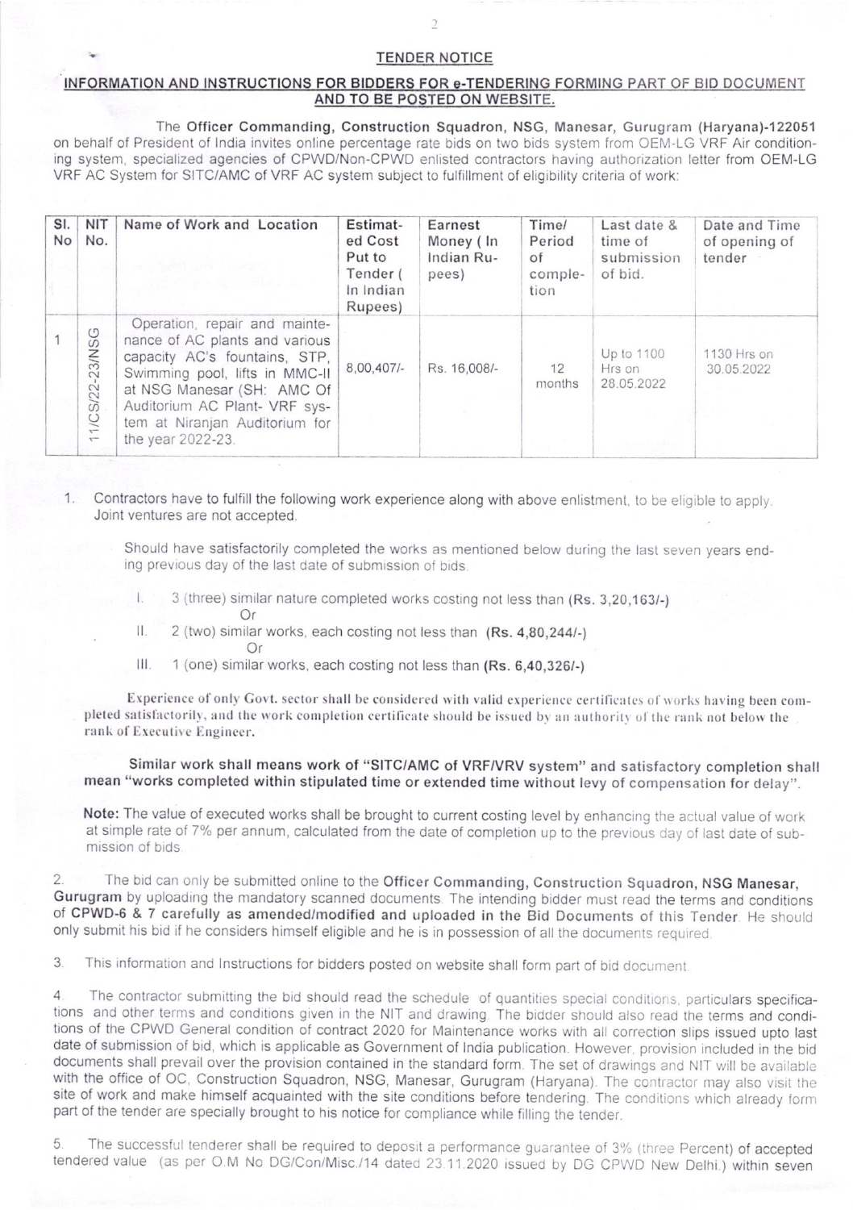## TENDER NOTICE

### INFORMATION AND INSTRUCTIONS FOR BIDDERS FOR e-TENDERING FORMING PART OF BID DOCUMENT AND TO BE POSTED ON WEBSITE.

The **Officer Commanding, Construction Squadron, NSG, Manesar, Gurugram (Haryana)-122051** on behalf of President of India invites online percentage rate bids on two bids system from OEM-LG VRF Air conditioning system, specialized agencies of CPWD/Non-CPWD enlisted contractors having authorization letter from OEM-LG VRF AC System for SITC/AMC of VRF AC system subject to fulfillment of eligibility criteria of work:

| Sl. No | NIT No. | Name of Work and Location | Estimated Cost Put to Tender ( In Indian Rupees) | Earnest Money ( In Indian Rupees) | Time/ Period of completion | Last date & time of submission of bid. | Date and Time of opening of tender |
|---|---|---|---|---|---|---|---|
| 1 | 11/CS/22-23/NSG | Operation, repair and maintenance of AC plants and various capacity AC's fountains, STP, Swimming pool, lifts in MMC-II at NSG Manesar (SH: AMC Of Auditorium AC Plant- VRF system at Niranjan Auditorium for the year 2022-23. | 8,00,407/- | Rs. 16,008/- | 12 months | Up to 1100 Hrs on 28.05.2022 | 1130 Hrs on 30.05.2022 |

1. Contractors have to fulfill the following work experience along with above enlistment, to be eligible to apply. Joint ventures are not accepted.

   Should have satisfactorily completed the works as mentioned below during the last seven years ending previous day of the last date of submission of bids.

   I. 3 (three) similar nature completed works costing not less than **(Rs. 3,20,163/-)**
   Or
   II. 2 (two) similar works, each costing not less than **(Rs. 4,80,244/-)**
   Or
   III. 1 (one) similar works, each costing not less than **(Rs. 6,40,326/-)**

   **Experience of only Govt. sector shall be considered with valid experience certificates of works having been completed satisfactorily, and the work completion certificate should be issued by an authority of the rank not below the rank of Executive Engineer.**

   **Similar work shall means work of "SITC/AMC of VRF/VRV system" and satisfactory completion shall mean "works completed within stipulated time or extended time without levy of compensation for delay".**

   **Note:** The value of executed works shall be brought to current costing level by enhancing the actual value of work at simple rate of 7% per annum, calculated from the date of completion up to the previous day of last date of submission of bids.

2. The bid can only be submitted online to the **Officer Commanding, Construction Squadron, NSG Manesar, Gurugram** by uploading the mandatory scanned documents. The intending bidder must read the terms and conditions of **CPWD-6 & 7 carefully as amended/modified and uploaded in the Bid Documents of this Tender.** He should only submit his bid if he considers himself eligible and he is in possession of all the documents required.

3. This information and Instructions for bidders posted on website shall form part of bid document.

4. The contractor submitting the bid should read the schedule of quantities special conditions, particulars specifications and other terms and conditions given in the NIT and drawing. The bidder should also read the terms and conditions of the CPWD General condition of contract 2020 for Maintenance works with all correction slips issued upto last date of submission of bid, which is applicable as Government of India publication. However, provision included in the bid documents shall prevail over the provision contained in the standard form. The set of drawings and NIT will be available with the office of OC, Construction Squadron, NSG, Manesar, Gurugram (Haryana). The contractor may also visit the site of work and make himself acquainted with the site conditions before tendering. The conditions which already form part of the tender are specially brought to his notice for compliance while filling the tender.

5. The successful tenderer shall be required to deposit a performance guarantee of 3% (three Percent) of accepted tendered value (as per O.M No DG/Con/Misc./14 dated 23.11.2020 issued by DG CPWD New Delhi.) within seven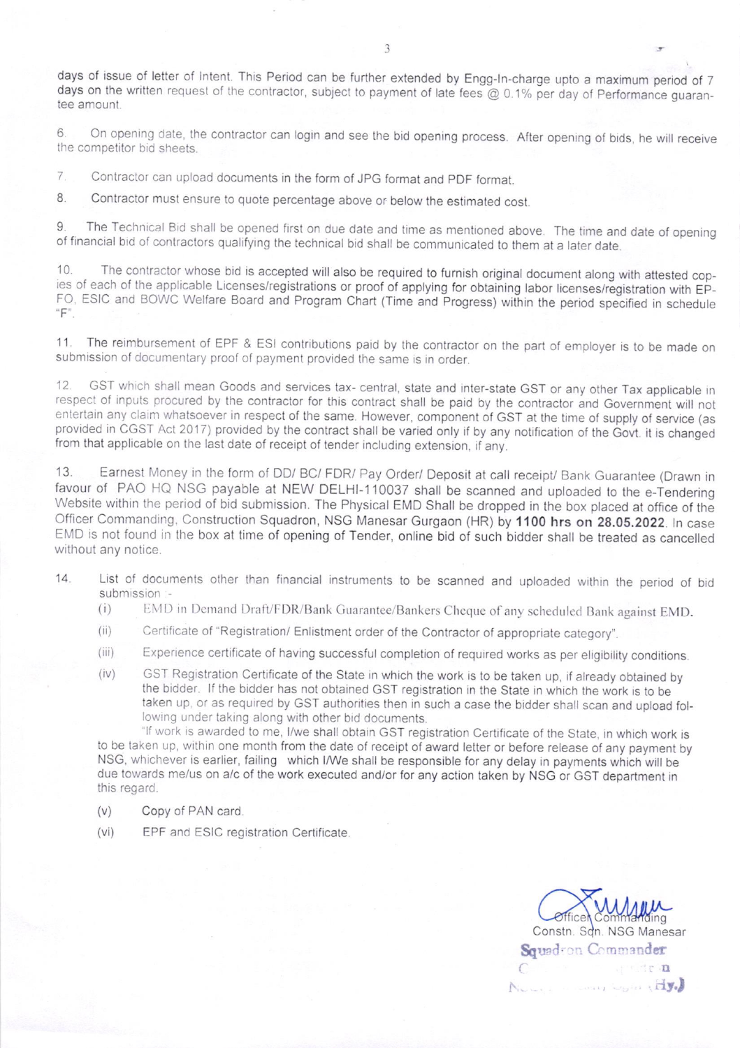days of issue of letter of Intent. This Period can be further extended by Engg-In-charge upto a maximum period of 7 days on the written request of the contractor, subject to payment of late fees @ 0.1% per day of Performance guarantee amount.

6. On opening date, the contractor can login and see the bid opening process. After opening of bids, he will receive the competitor bid sheets.

7. Contractor can upload documents in the form of JPG format and PDF format.

8. Contractor must ensure to quote percentage above or below the estimated cost.

9. The Technical Bid shall be opened first on due date and time as mentioned above. The time and date of opening of financial bid of contractors qualifying the technical bid shall be communicated to them at a later date.

10. The contractor whose bid is accepted will also be required to furnish original document along with attested copies of each of the applicable Licenses/registrations or proof of applying for obtaining labor licenses/registration with EPFO, ESIC and BOWC Welfare Board and Program Chart (Time and Progress) within the period specified in schedule "F".

11. The reimbursement of EPF & ESI contributions paid by the contractor on the part of employer is to be made on submission of documentary proof of payment provided the same is in order.

12. GST which shall mean Goods and services tax- central, state and inter-state GST or any other Tax applicable in respect of inputs procured by the contractor for this contract shall be paid by the contractor and Government will not entertain any claim whatsoever in respect of the same. However, component of GST at the time of supply of service (as provided in CGST Act 2017) provided by the contract shall be varied only if by any notification of the Govt. it is changed from that applicable on the last date of receipt of tender including extension, if any.

13. Earnest Money in the form of DD/ BC/ FDR/ Pay Order/ Deposit at call receipt/ Bank Guarantee (Drawn in favour of PAO HQ NSG payable at NEW DELHI-110037 shall be scanned and uploaded to the e-Tendering Website within the period of bid submission. The Physical EMD Shall be dropped in the box placed at office of the Officer Commanding, Construction Squadron, NSG Manesar Gurgaon (HR) by **1100 hrs on 28.05.2022**. In case EMD is not found in the box at time of opening of Tender, online bid of such bidder shall be treated as cancelled without any notice.

14. List of documents other than financial instruments to be scanned and uploaded within the period of bid submission :-
   - (i) EMD in Demand Draft/FDR/Bank Guarantee/Bankers Cheque of any scheduled Bank against EMD.
   - (ii) Certificate of "Registration/ Enlistment order of the Contractor of appropriate category".
   - (iii) Experience certificate of having successful completion of required works as per eligibility conditions.
   - (iv) GST Registration Certificate of the State in which the work is to be taken up, if already obtained by the bidder. If the bidder has not obtained GST registration in the State in which the work is to be taken up, or as required by GST authorities then in such a case the bidder shall scan and upload following under taking along with other bid documents.

     "If work is awarded to me, I/we shall obtain GST registration Certificate of the State, in which work is to be taken up, within one month from the date of receipt of award letter or before release of any payment by NSG, whichever is earlier, failing which I/We shall be responsible for any delay in payments which will be due towards me/us on a/c of the work executed and/or for any action taken by NSG or GST department in this regard.
   - (v) Copy of PAN card.
   - (vi) EPF and ESIC registration Certificate.

Officer Commanding
Constn. Sqn. NSG Manesar
Squadron Commander